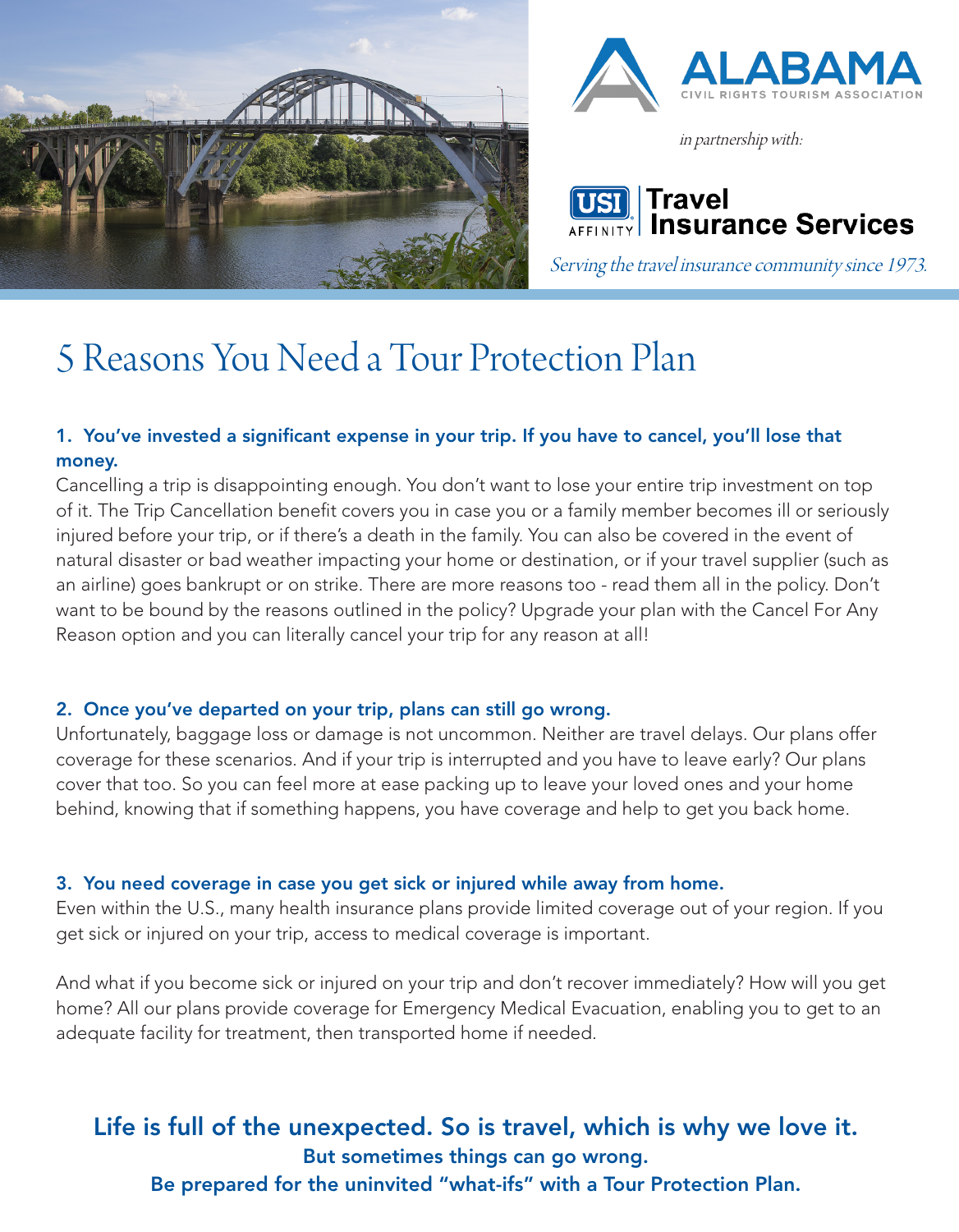ALABAMA
CIVIL RIGHTS TOURISM ASSOCIATION

*in partnership with:*

USI AFFINITY | Travel Insurance Services

*Serving the travel insurance community since 1973.*

# 5 Reasons You Need a Tour Protection Plan

### 1. You've invested a significant expense in your trip. If you have to cancel, you'll lose that money.

Cancelling a trip is disappointing enough. You don't want to lose your entire trip investment on top of it. The Trip Cancellation benefit covers you in case you or a family member becomes ill or seriously injured before your trip, or if there's a death in the family. You can also be covered in the event of natural disaster or bad weather impacting your home or destination, or if your travel supplier (such as an airline) goes bankrupt or on strike. There are more reasons too - read them all in the policy. Don't want to be bound by the reasons outlined in the policy? Upgrade your plan with the Cancel For Any Reason option and you can literally cancel your trip for any reason at all!

### 2. Once you've departed on your trip, plans can still go wrong.

Unfortunately, baggage loss or damage is not uncommon. Neither are travel delays. Our plans offer coverage for these scenarios. And if your trip is interrupted and you have to leave early? Our plans cover that too. So you can feel more at ease packing up to leave your loved ones and your home behind, knowing that if something happens, you have coverage and help to get you back home.

### 3. You need coverage in case you get sick or injured while away from home.

Even within the U.S., many health insurance plans provide limited coverage out of your region. If you get sick or injured on your trip, access to medical coverage is important.

And what if you become sick or injured on your trip and don't recover immediately? How will you get home? All our plans provide coverage for Emergency Medical Evacuation, enabling you to get to an adequate facility for treatment, then transported home if needed.

**Life is full of the unexpected. So is travel, which is why we love it.**
**But sometimes things can go wrong.**
**Be prepared for the uninvited "what-ifs" with a Tour Protection Plan.**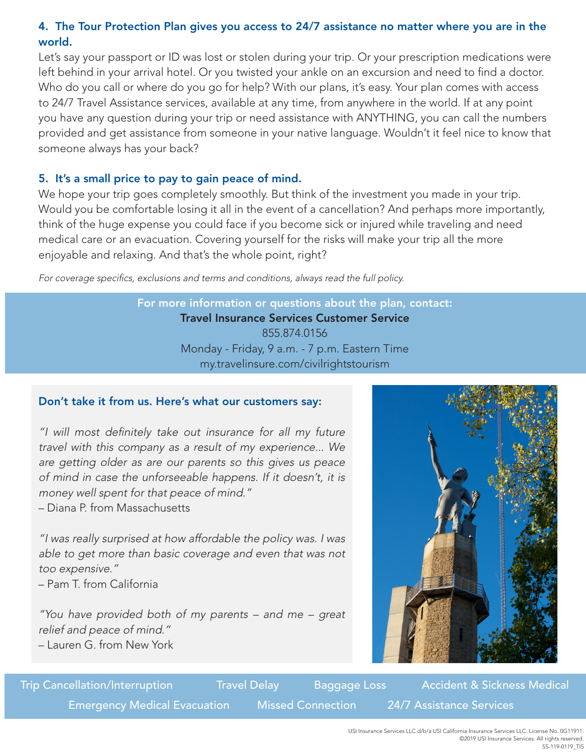### 4. The Tour Protection Plan gives you access to 24/7 assistance no matter where you are in the world.

Let's say your passport or ID was lost or stolen during your trip. Or your prescription medications were left behind in your arrival hotel. Or you twisted your ankle on an excursion and need to find a doctor. Who do you call or where do you go for help? With our plans, it's easy. Your plan comes with access to 24/7 Travel Assistance services, available at any time, from anywhere in the world. If at any point you have any question during your trip or need assistance with ANYTHING, you can call the numbers provided and get assistance from someone in your native language. Wouldn't it feel nice to know that someone always has your back?

### 5. It's a small price to pay to gain peace of mind.

We hope your trip goes completely smoothly. But think of the investment you made in your trip. Would you be comfortable losing it all in the event of a cancellation? And perhaps more importantly, think of the huge expense you could face if you become sick or injured while traveling and need medical care or an evacuation. Covering yourself for the risks will make your trip all the more enjoyable and relaxing. And that's the whole point, right?

*For coverage specifics, exclusions and terms and conditions, always read the full policy.*

**For more information or questions about the plan, contact:**
**Travel Insurance Services Customer Service**
855.874.0156
Monday - Friday, 9 a.m. - 7 p.m. Eastern Time
my.travelinsure.com/civilrightstourism

### Don't take it from us. Here's what our customers say:

*"I will most definitely take out insurance for all my future travel with this company as a result of my experience... We are getting older as are our parents so this gives us peace of mind in case the unforseeable happens. If it doesn't, it is money well spent for that peace of mind."*
– Diana P. from Massachusetts

*"I was really surprised at how affordable the policy was. I was able to get more than basic coverage and even that was not too expensive."*
– Pam T. from California

*"You have provided both of my parents – and me – great relief and peace of mind."*
– Lauren G. from New York

Trip Cancellation/Interruption | Travel Delay | Baggage Loss | Accident & Sickness Medical | Emergency Medical Evacuation | Missed Connection | 24/7 Assistance Services

USI Insurance Services LLC d/b/a USI California Insurance Services LLC. License No. 0G11911.
©2019 USI Insurance Services. All rights reserved.
SS-119-0119_TIS